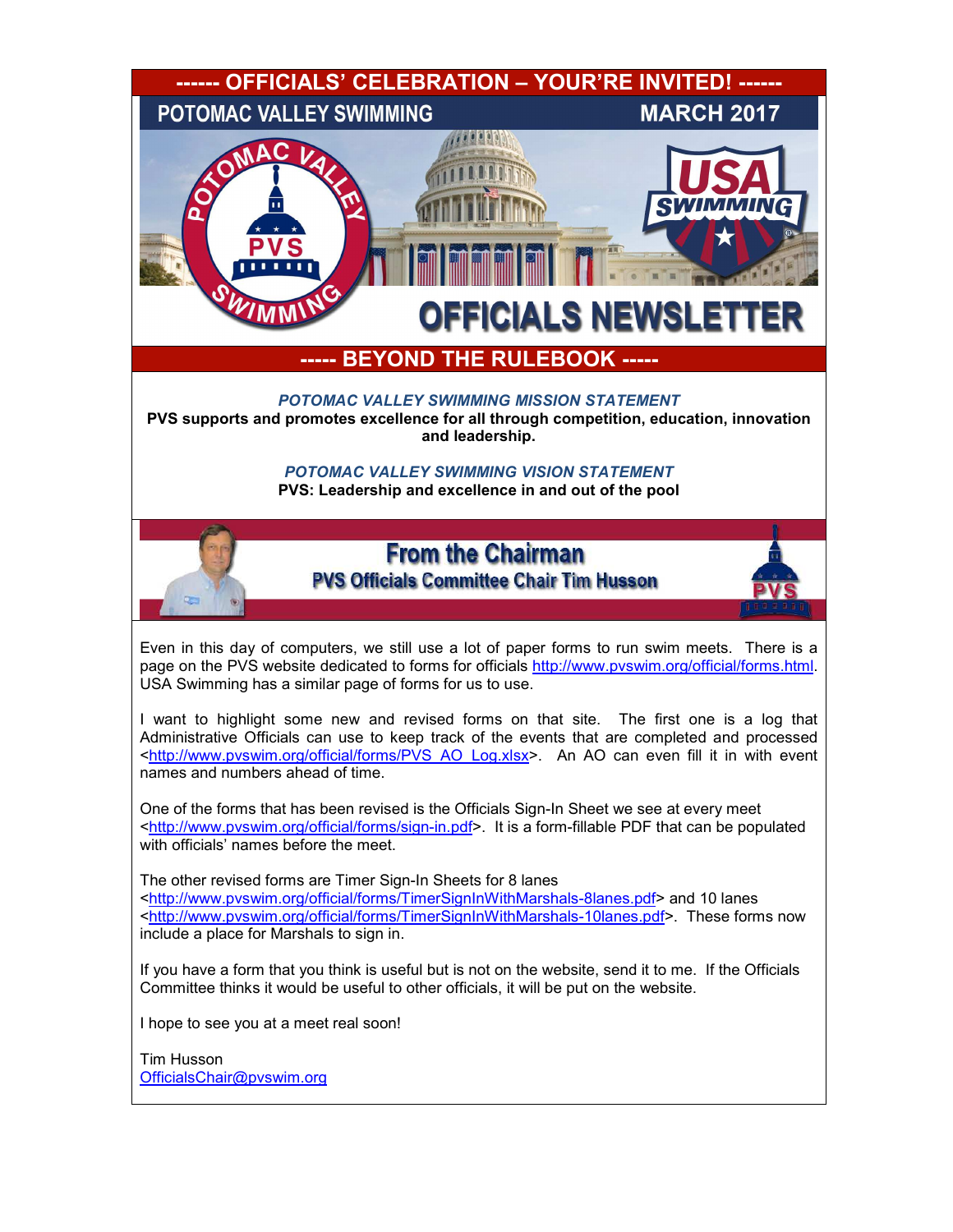**------ OFFICIALS' CELEBRATION – YOUR'RE INVITED! ------**

POTOMAC VALLEY SWIMMING — MARCH 2017

# OFFICIALS NEWSLETTER

**----- BEYOND THE RULEBOOK -----**

***POTOMAC VALLEY SWIMMING MISSION STATEMENT***

**PVS supports and promotes excellence for all through competition, education, innovation and leadership.**

***POTOMAC VALLEY SWIMMING VISION STATEMENT***

**PVS: Leadership and excellence in and out of the pool**

## From the Chairman

### PVS Officials Committee Chair Tim Husson

Even in this day of computers, we still use a lot of paper forms to run swim meets. There is a page on the PVS website dedicated to forms for officials http://www.pvswim.org/official/forms.html. USA Swimming has a similar page of forms for us to use.

I want to highlight some new and revised forms on that site. The first one is a log that Administrative Officials can use to keep track of the events that are completed and processed <http://www.pvswim.org/official/forms/PVS_AO_Log.xlsx>. An AO can even fill it in with event names and numbers ahead of time.

One of the forms that has been revised is the Officials Sign-In Sheet we see at every meet <http://www.pvswim.org/official/forms/sign-in.pdf>. It is a form-fillable PDF that can be populated with officials' names before the meet.

The other revised forms are Timer Sign-In Sheets for 8 lanes <http://www.pvswim.org/official/forms/TimerSignInWithMarshals-8lanes.pdf> and 10 lanes <http://www.pvswim.org/official/forms/TimerSignInWithMarshals-10lanes.pdf>. These forms now include a place for Marshals to sign in.

If you have a form that you think is useful but is not on the website, send it to me. If the Officials Committee thinks it would be useful to other officials, it will be put on the website.

I hope to see you at a meet real soon!

Tim Husson
OfficialsChair@pvswim.org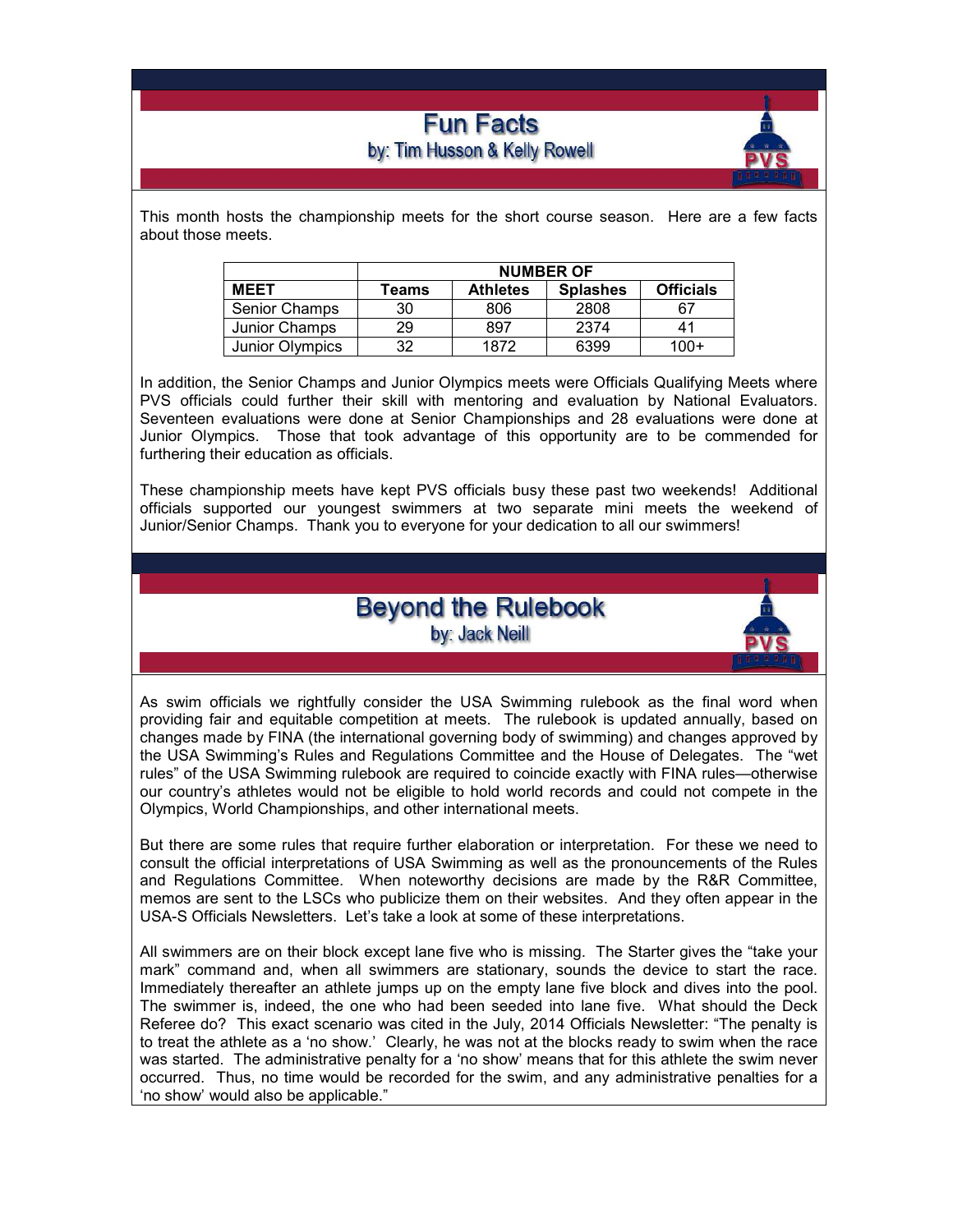# Fun Facts

by: Tim Husson & Kelly Rowell

This month hosts the championship meets for the short course season. Here are a few facts about those meets.

| | NUMBER OF | | | |
|---|---|---|---|---|
| **MEET** | **Teams** | **Athletes** | **Splashes** | **Officials** |
| Senior Champs | 30 | 806 | 2808 | 67 |
| Junior Champs | 29 | 897 | 2374 | 41 |
| Junior Olympics | 32 | 1872 | 6399 | 100+ |

In addition, the Senior Champs and Junior Olympics meets were Officials Qualifying Meets where PVS officials could further their skill with mentoring and evaluation by National Evaluators. Seventeen evaluations were done at Senior Championships and 28 evaluations were done at Junior Olympics. Those that took advantage of this opportunity are to be commended for furthering their education as officials.

These championship meets have kept PVS officials busy these past two weekends! Additional officials supported our youngest swimmers at two separate mini meets the weekend of Junior/Senior Champs. Thank you to everyone for your dedication to all our swimmers!

# Beyond the Rulebook

by: Jack Neill

As swim officials we rightfully consider the USA Swimming rulebook as the final word when providing fair and equitable competition at meets. The rulebook is updated annually, based on changes made by FINA (the international governing body of swimming) and changes approved by the USA Swimming's Rules and Regulations Committee and the House of Delegates. The "wet rules" of the USA Swimming rulebook are required to coincide exactly with FINA rules—otherwise our country's athletes would not be eligible to hold world records and could not compete in the Olympics, World Championships, and other international meets.

But there are some rules that require further elaboration or interpretation. For these we need to consult the official interpretations of USA Swimming as well as the pronouncements of the Rules and Regulations Committee. When noteworthy decisions are made by the R&R Committee, memos are sent to the LSCs who publicize them on their websites. And they often appear in the USA-S Officials Newsletters. Let's take a look at some of these interpretations.

All swimmers are on their block except lane five who is missing. The Starter gives the "take your mark" command and, when all swimmers are stationary, sounds the device to start the race. Immediately thereafter an athlete jumps up on the empty lane five block and dives into the pool. The swimmer is, indeed, the one who had been seeded into lane five. What should the Deck Referee do? This exact scenario was cited in the July, 2014 Officials Newsletter: "The penalty is to treat the athlete as a 'no show.' Clearly, he was not at the blocks ready to swim when the race was started. The administrative penalty for a 'no show' means that for this athlete the swim never occurred. Thus, no time would be recorded for the swim, and any administrative penalties for a 'no show' would also be applicable."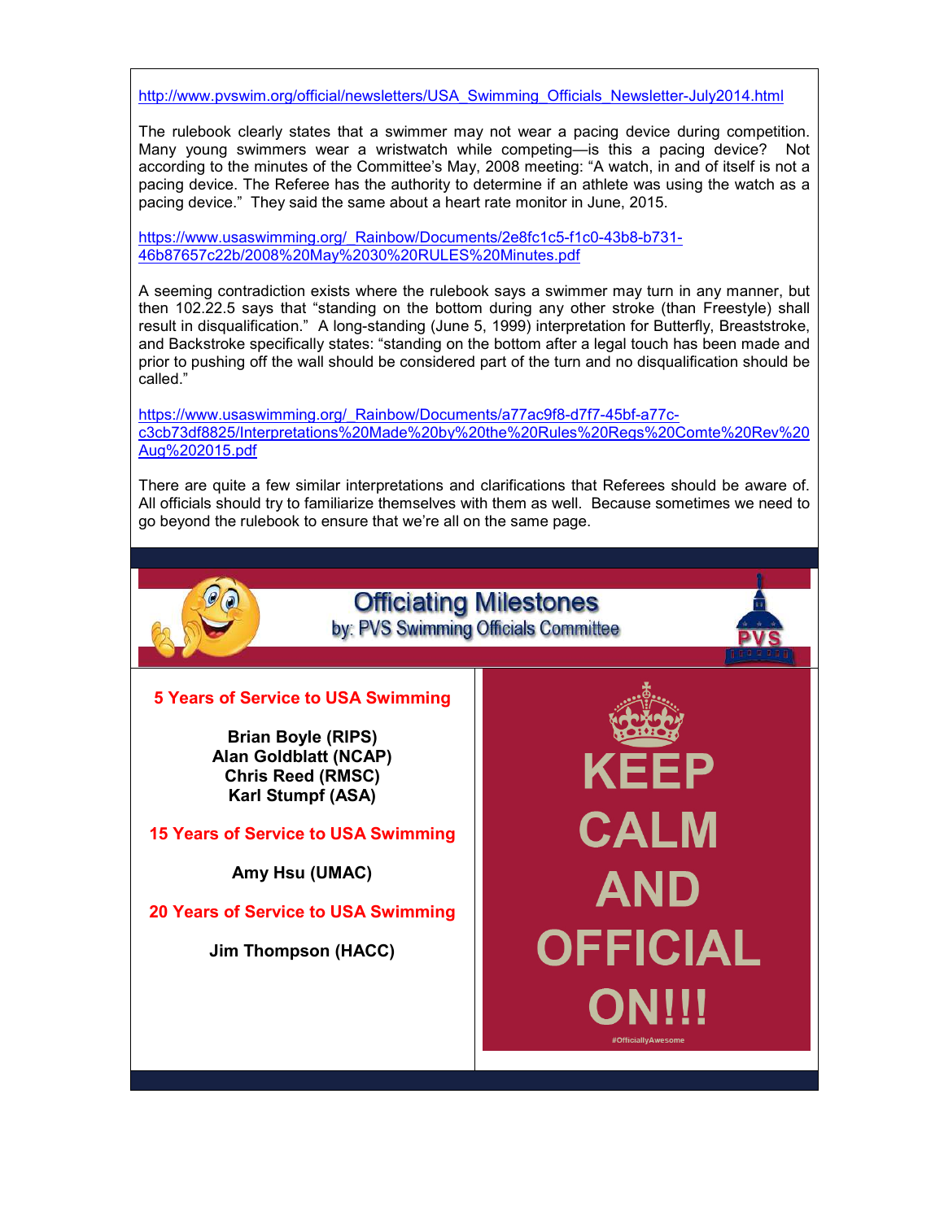http://www.pvswim.org/official/newsletters/USA_Swimming_Officials_Newsletter-July2014.html

The rulebook clearly states that a swimmer may not wear a pacing device during competition. Many young swimmers wear a wristwatch while competing—is this a pacing device? Not according to the minutes of the Committee's May, 2008 meeting: "A watch, in and of itself is not a pacing device. The Referee has the authority to determine if an athlete was using the watch as a pacing device." They said the same about a heart rate monitor in June, 2015.

https://www.usaswimming.org/_Rainbow/Documents/2e8fc1c5-f1c0-43b8-b731-46b87657c22b/2008%20May%2030%20RULES%20Minutes.pdf

A seeming contradiction exists where the rulebook says a swimmer may turn in any manner, but then 102.22.5 says that "standing on the bottom during any other stroke (than Freestyle) shall result in disqualification." A long-standing (June 5, 1999) interpretation for Butterfly, Breaststroke, and Backstroke specifically states: "standing on the bottom after a legal touch has been made and prior to pushing off the wall should be considered part of the turn and no disqualification should be called."

https://www.usaswimming.org/_Rainbow/Documents/a77ac9f8-d7f7-45bf-a77c-c3cb73df8825/Interpretations%20Made%20by%20the%20Rules%20Regs%20Comte%20Rev%20Aug%202015.pdf

There are quite a few similar interpretations and clarifications that Referees should be aware of. All officials should try to familiarize themselves with them as well. Because sometimes we need to go beyond the rulebook to ensure that we're all on the same page.

## Officiating Milestones

by: PVS Swimming Officials Committee

**5 Years of Service to USA Swimming**

**Brian Boyle (RIPS)**
**Alan Goldblatt (NCAP)**
**Chris Reed (RMSC)**
**Karl Stumpf (ASA)**

**15 Years of Service to USA Swimming**

**Amy Hsu (UMAC)**

**20 Years of Service to USA Swimming**

**Jim Thompson (HACC)**

KEEP CALM AND OFFICIAL ON!!!

#OfficiallyAwesome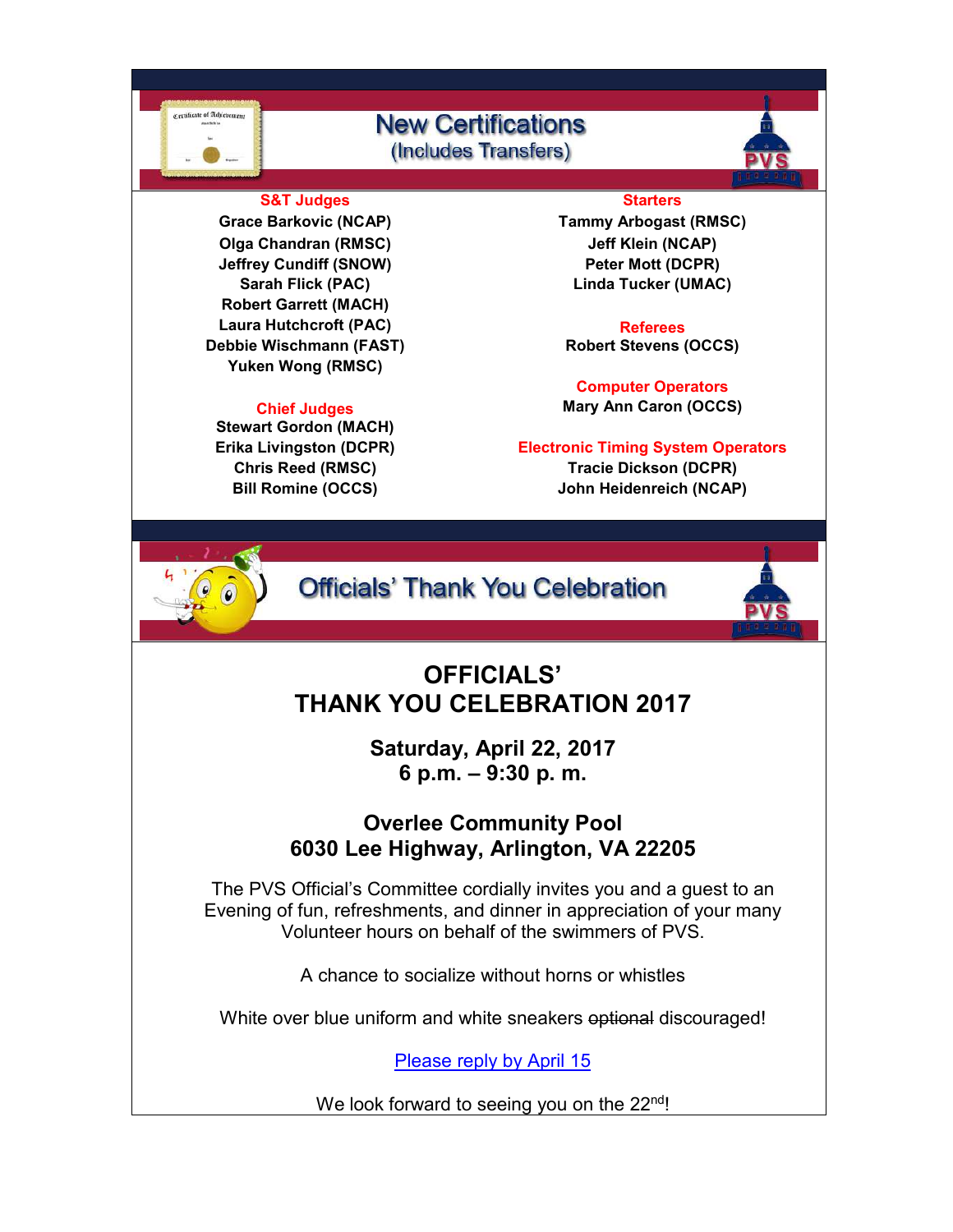## New Certifications
(Includes Transfers)

**S&T Judges**

**Grace Barkovic (NCAP)**
**Olga Chandran (RMSC)**
**Jeffrey Cundiff (SNOW)**
**Sarah Flick (PAC)**
**Robert Garrett (MACH)**
**Laura Hutchcroft (PAC)**
**Debbie Wischmann (FAST)**
**Yuken Wong (RMSC)**

**Chief Judges**

**Stewart Gordon (MACH)**
**Erika Livingston (DCPR)**
**Chris Reed (RMSC)**
**Bill Romine (OCCS)**

**Starters**

**Tammy Arbogast (RMSC)**
**Jeff Klein (NCAP)**
**Peter Mott (DCPR)**
**Linda Tucker (UMAC)**

**Referees**

**Robert Stevens (OCCS)**

**Computer Operators**

**Mary Ann Caron (OCCS)**

**Electronic Timing System Operators**

**Tracie Dickson (DCPR)**
**John Heidenreich (NCAP)**

## Officials' Thank You Celebration

# OFFICIALS' THANK YOU CELEBRATION 2017

**Saturday, April 22, 2017**
**6 p.m. – 9:30 p. m.**

**Overlee Community Pool**
**6030 Lee Highway, Arlington, VA 22205**

The PVS Official's Committee cordially invites you and a guest to an Evening of fun, refreshments, and dinner in appreciation of your many Volunteer hours on behalf of the swimmers of PVS.

A chance to socialize without horns or whistles

White over blue uniform and white sneakers ~~optional~~ discouraged!

Please reply by April 15

We look forward to seeing you on the 22nd!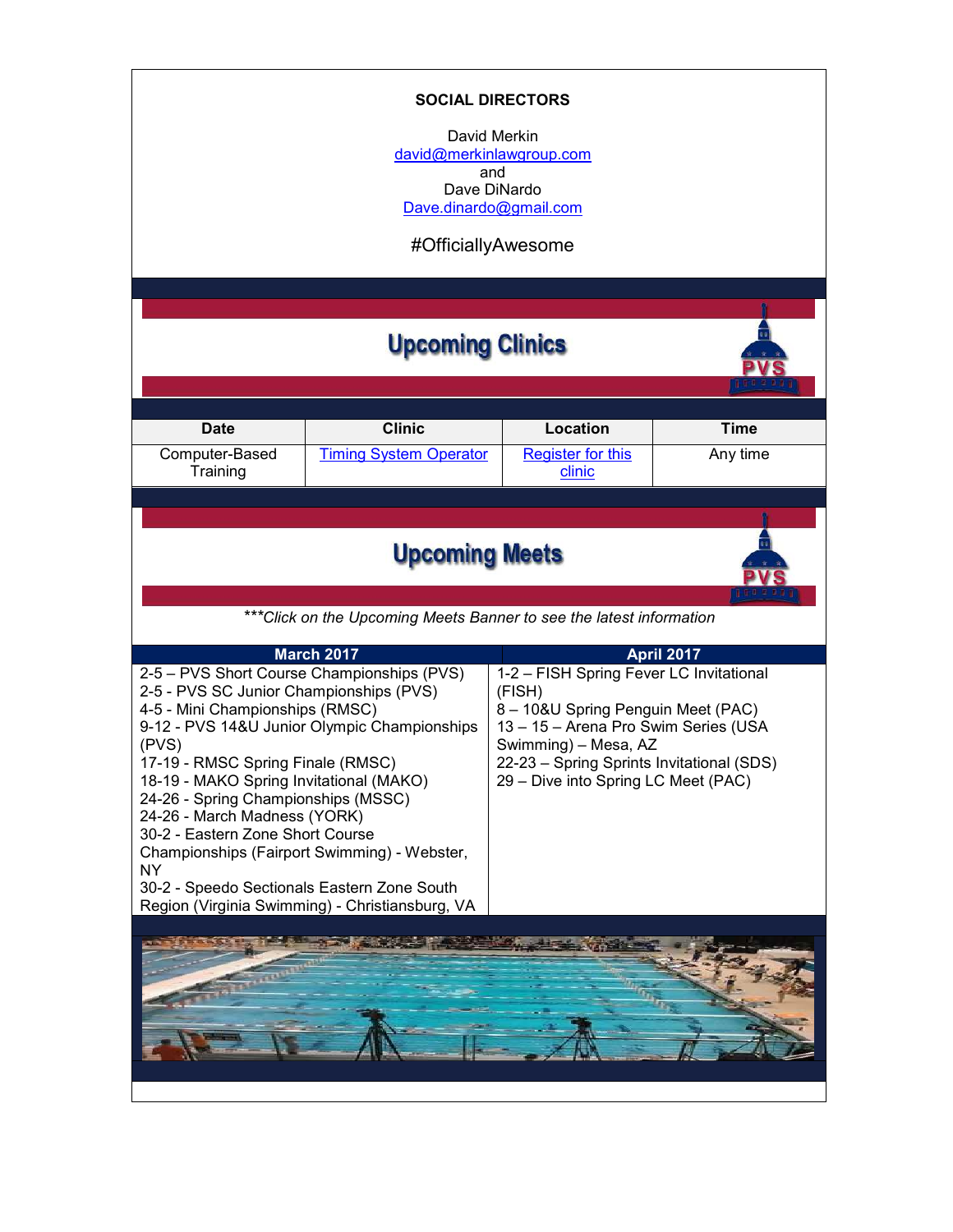**SOCIAL DIRECTORS**

David Merkin
david@merkinlawgroup.com
and
Dave DiNardo
Dave.dinardo@gmail.com

#OfficiallyAwesome

## Upcoming Clinics

| Date | Clinic | Location | Time |
|---|---|---|---|
| Computer-Based Training | Timing System Operator | Register for this clinic | Any time |

## Upcoming Meets

****Click on the Upcoming Meets Banner to see the latest information*

| March 2017 | April 2017 |
|---|---|
| 2-5 – PVS Short Course Championships (PVS)<br>2-5 - PVS SC Junior Championships (PVS)<br>4-5 - Mini Championships (RMSC)<br>9-12 - PVS 14&U Junior Olympic Championships (PVS)<br>17-19 - RMSC Spring Finale (RMSC)<br>18-19 - MAKO Spring Invitational (MAKO)<br>24-26 - Spring Championships (MSSC)<br>24-26 - March Madness (YORK)<br>30-2 - Eastern Zone Short Course Championships (Fairport Swimming) - Webster, NY<br>30-2 - Speedo Sectionals Eastern Zone South Region (Virginia Swimming) - Christiansburg, VA | 1-2 – FISH Spring Fever LC Invitational (FISH)<br>8 – 10&U Spring Penguin Meet (PAC)<br>13 – 15 – Arena Pro Swim Series (USA Swimming) – Mesa, AZ<br>22-23 – Spring Sprints Invitational (SDS)<br>29 – Dive into Spring LC Meet (PAC) |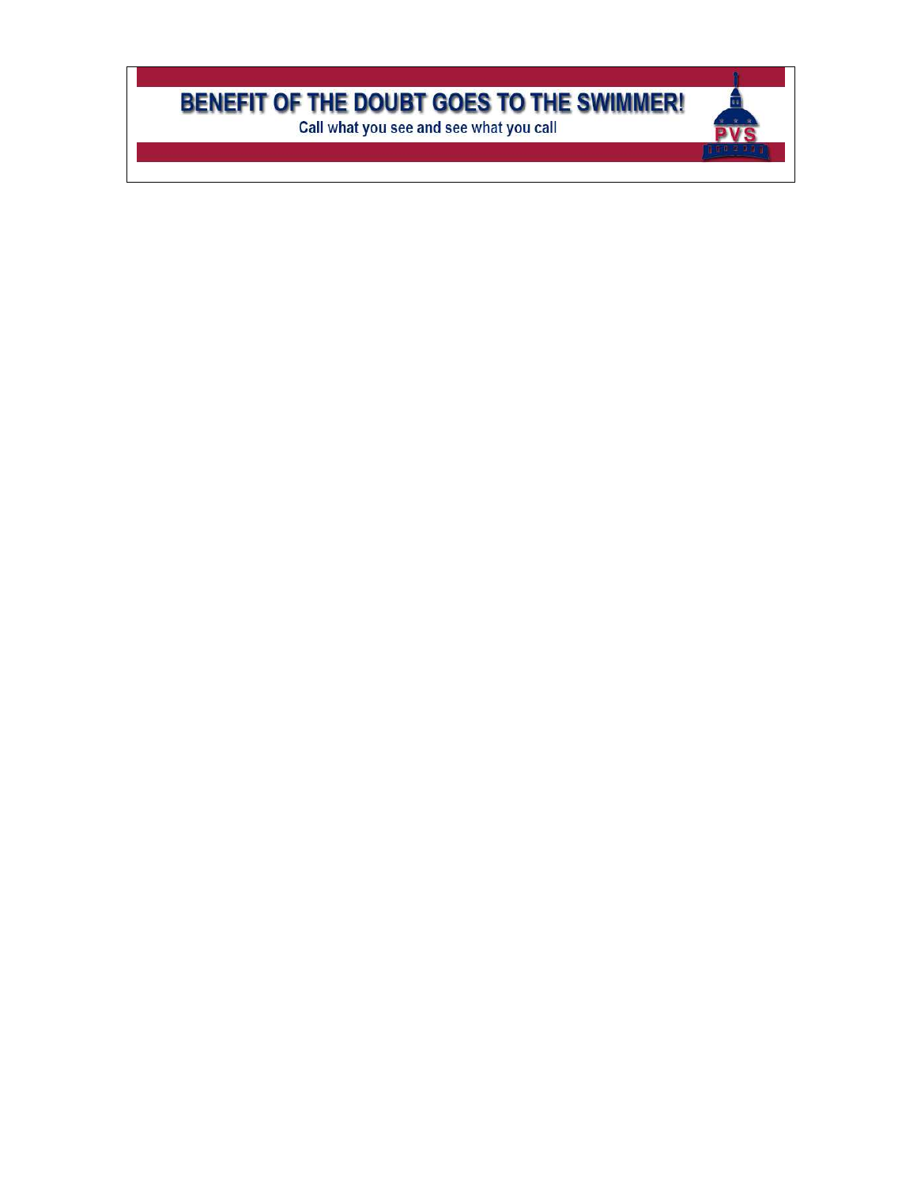**BENEFIT OF THE DOUBT GOES TO THE SWIMMER!**

Call what you see and see what you call

PVS